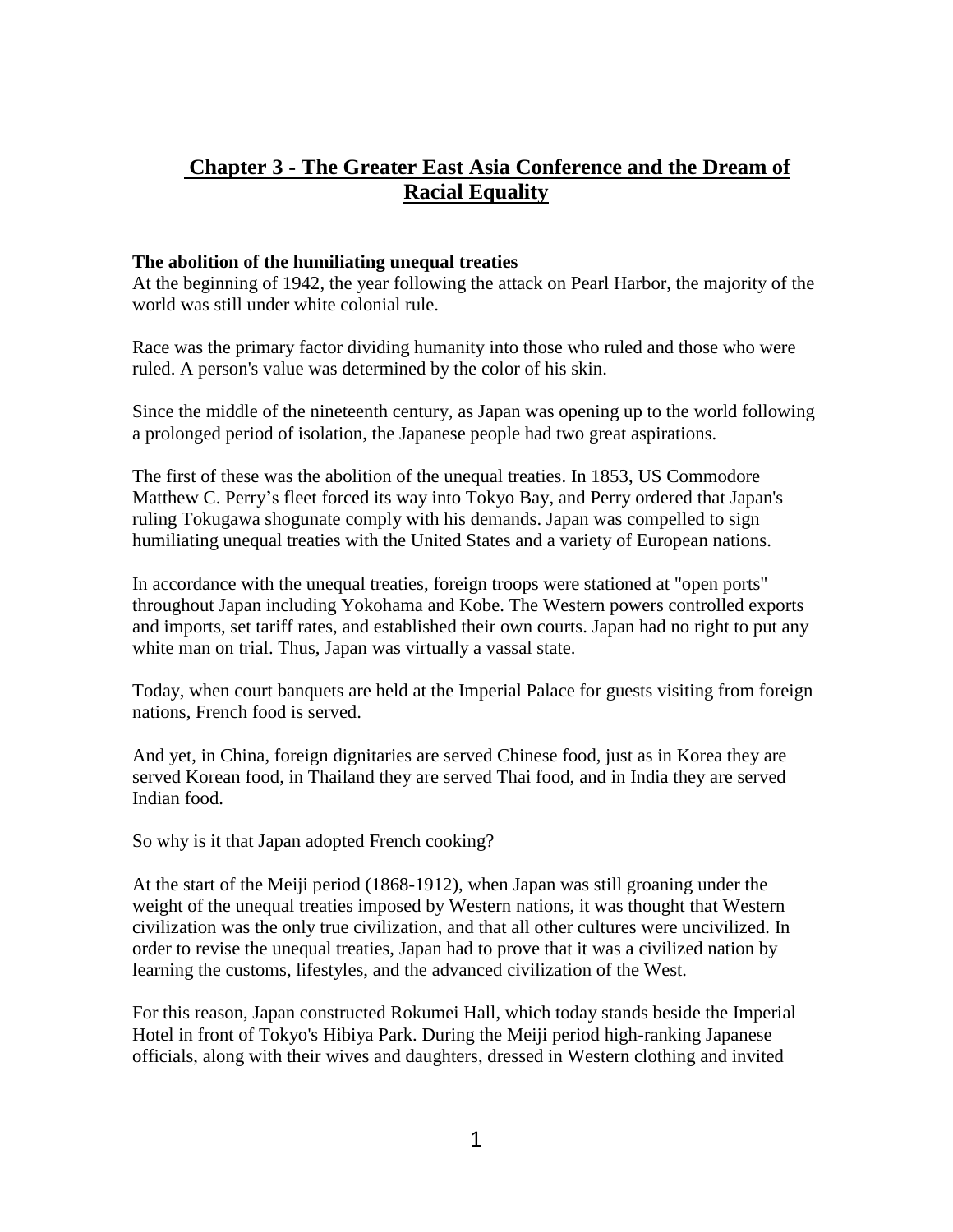## Chapter 3 - The Greater East Asia Conference and the Dream of Racial Equality

**The abolition of the humiliating unequal treaties**

At the beginning of 1942, the year following the attack on Pearl Harbor, the majority of the world was still under white colonial rule.

Race was the primary factor dividing humanity into those who ruled and those who were ruled. A person's value was determined by the color of his skin.

Since the middle of the nineteenth century, as Japan was opening up to the world following a prolonged period of isolation, the Japanese people had two great aspirations.

The first of these was the abolition of the unequal treaties. In 1853, US Commodore Matthew C. Perry's fleet forced its way into Tokyo Bay, and Perry ordered that Japan's ruling Tokugawa shogunate comply with his demands. Japan was compelled to sign humiliating unequal treaties with the United States and a variety of European nations.

In accordance with the unequal treaties, foreign troops were stationed at "open ports" throughout Japan including Yokohama and Kobe. The Western powers controlled exports and imports, set tariff rates, and established their own courts. Japan had no right to put any white man on trial. Thus, Japan was virtually a vassal state.

Today, when court banquets are held at the Imperial Palace for guests visiting from foreign nations, French food is served.

And yet, in China, foreign dignitaries are served Chinese food, just as in Korea they are served Korean food, in Thailand they are served Thai food, and in India they are served Indian food.

So why is it that Japan adopted French cooking?

At the start of the Meiji period (1868-1912), when Japan was still groaning under the weight of the unequal treaties imposed by Western nations, it was thought that Western civilization was the only true civilization, and that all other cultures were uncivilized. In order to revise the unequal treaties, Japan had to prove that it was a civilized nation by learning the customs, lifestyles, and the advanced civilization of the West.

For this reason, Japan constructed Rokumei Hall, which today stands beside the Imperial Hotel in front of Tokyo's Hibiya Park. During the Meiji period high-ranking Japanese officials, along with their wives and daughters, dressed in Western clothing and invited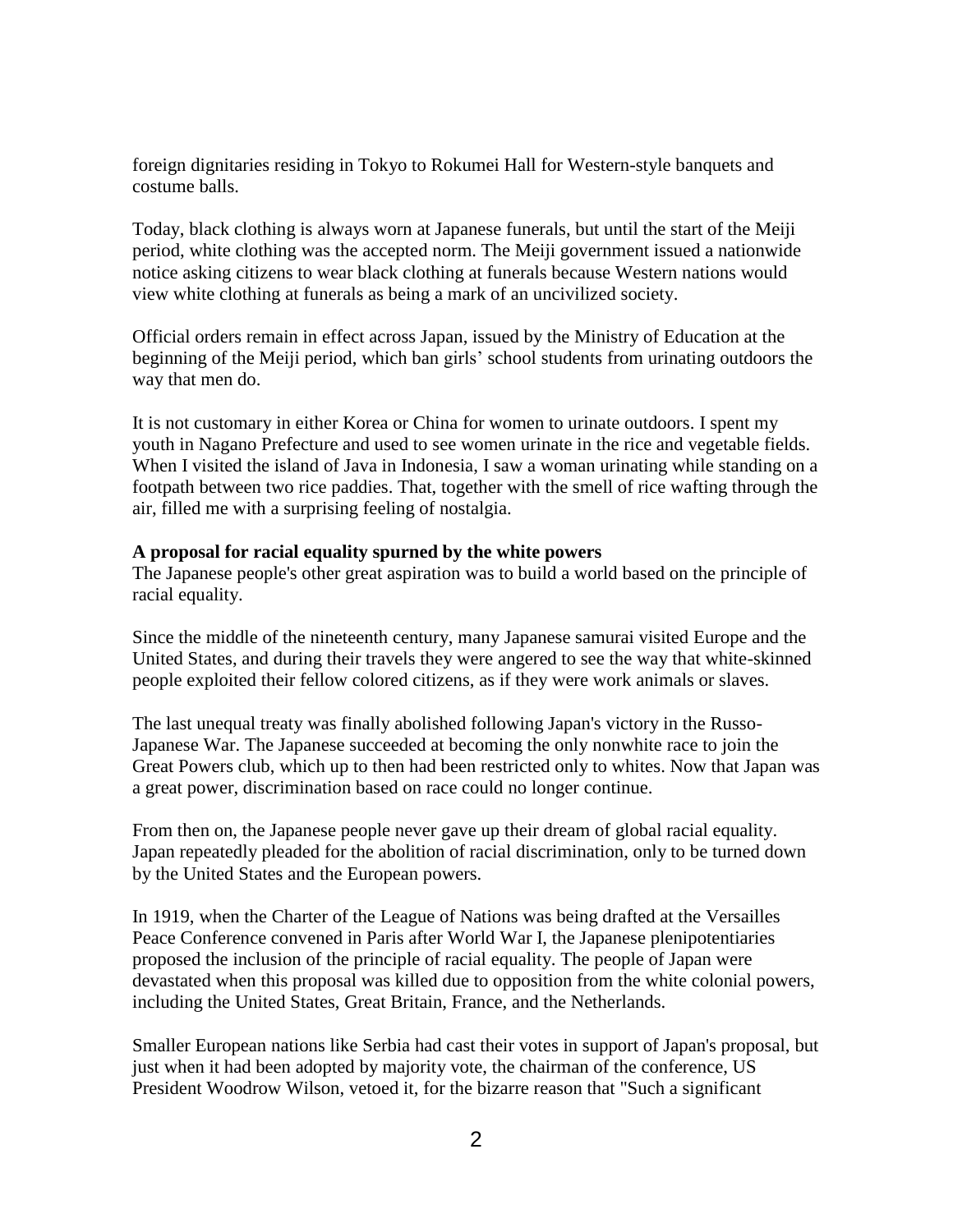foreign dignitaries residing in Tokyo to Rokumei Hall for Western-style banquets and costume balls.

Today, black clothing is always worn at Japanese funerals, but until the start of the Meiji period, white clothing was the accepted norm. The Meiji government issued a nationwide notice asking citizens to wear black clothing at funerals because Western nations would view white clothing at funerals as being a mark of an uncivilized society.

Official orders remain in effect across Japan, issued by the Ministry of Education at the beginning of the Meiji period, which ban girls' school students from urinating outdoors the way that men do.

It is not customary in either Korea or China for women to urinate outdoors. I spent my youth in Nagano Prefecture and used to see women urinate in the rice and vegetable fields. When I visited the island of Java in Indonesia, I saw a woman urinating while standing on a footpath between two rice paddies. That, together with the smell of rice wafting through the air, filled me with a surprising feeling of nostalgia.

**A proposal for racial equality spurned by the white powers**

The Japanese people's other great aspiration was to build a world based on the principle of racial equality.

Since the middle of the nineteenth century, many Japanese samurai visited Europe and the United States, and during their travels they were angered to see the way that white-skinned people exploited their fellow colored citizens, as if they were work animals or slaves.

The last unequal treaty was finally abolished following Japan's victory in the Russo-Japanese War. The Japanese succeeded at becoming the only nonwhite race to join the Great Powers club, which up to then had been restricted only to whites. Now that Japan was a great power, discrimination based on race could no longer continue.

From then on, the Japanese people never gave up their dream of global racial equality. Japan repeatedly pleaded for the abolition of racial discrimination, only to be turned down by the United States and the European powers.

In 1919, when the Charter of the League of Nations was being drafted at the Versailles Peace Conference convened in Paris after World War I, the Japanese plenipotentiaries proposed the inclusion of the principle of racial equality. The people of Japan were devastated when this proposal was killed due to opposition from the white colonial powers, including the United States, Great Britain, France, and the Netherlands.

Smaller European nations like Serbia had cast their votes in support of Japan's proposal, but just when it had been adopted by majority vote, the chairman of the conference, US President Woodrow Wilson, vetoed it, for the bizarre reason that "Such a significant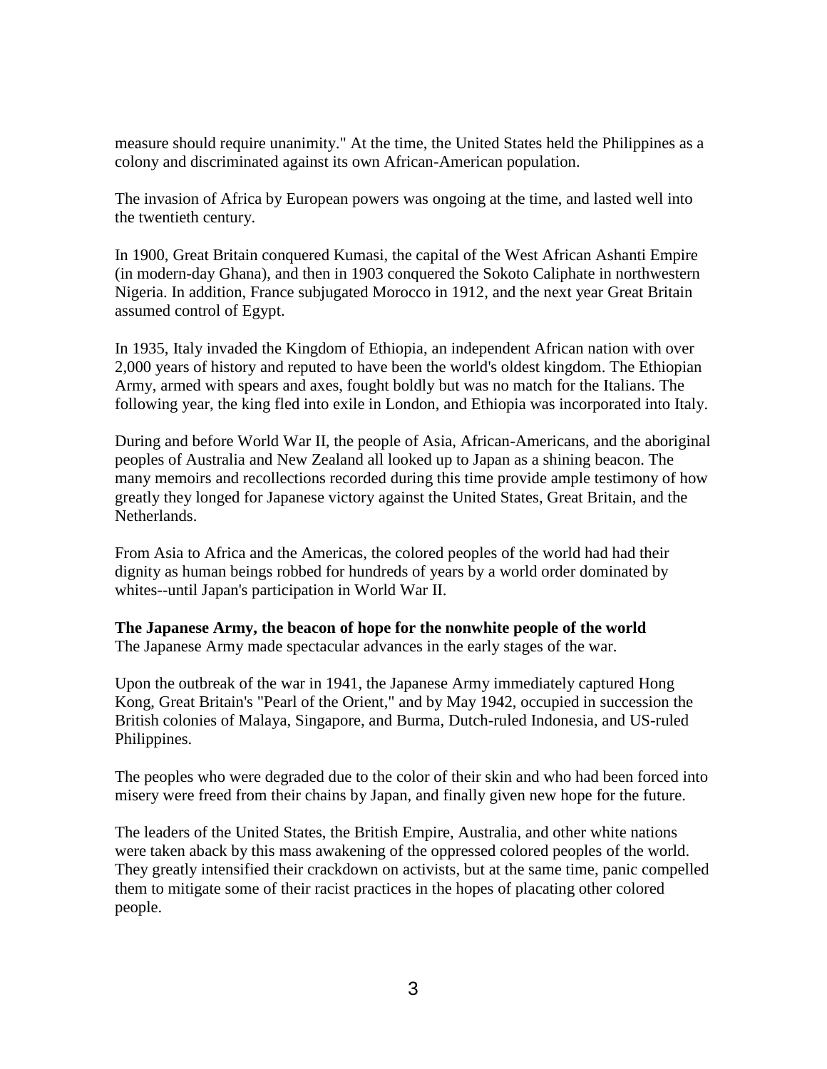measure should require unanimity." At the time, the United States held the Philippines as a colony and discriminated against its own African-American population.

The invasion of Africa by European powers was ongoing at the time, and lasted well into the twentieth century.

In 1900, Great Britain conquered Kumasi, the capital of the West African Ashanti Empire (in modern-day Ghana), and then in 1903 conquered the Sokoto Caliphate in northwestern Nigeria. In addition, France subjugated Morocco in 1912, and the next year Great Britain assumed control of Egypt.

In 1935, Italy invaded the Kingdom of Ethiopia, an independent African nation with over 2,000 years of history and reputed to have been the world's oldest kingdom. The Ethiopian Army, armed with spears and axes, fought boldly but was no match for the Italians. The following year, the king fled into exile in London, and Ethiopia was incorporated into Italy.

During and before World War II, the people of Asia, African-Americans, and the aboriginal peoples of Australia and New Zealand all looked up to Japan as a shining beacon. The many memoirs and recollections recorded during this time provide ample testimony of how greatly they longed for Japanese victory against the United States, Great Britain, and the Netherlands.

From Asia to Africa and the Americas, the colored peoples of the world had had their dignity as human beings robbed for hundreds of years by a world order dominated by whites--until Japan's participation in World War II.

**The Japanese Army, the beacon of hope for the nonwhite people of the world**
The Japanese Army made spectacular advances in the early stages of the war.

Upon the outbreak of the war in 1941, the Japanese Army immediately captured Hong Kong, Great Britain's "Pearl of the Orient," and by May 1942, occupied in succession the British colonies of Malaya, Singapore, and Burma, Dutch-ruled Indonesia, and US-ruled Philippines.

The peoples who were degraded due to the color of their skin and who had been forced into misery were freed from their chains by Japan, and finally given new hope for the future.

The leaders of the United States, the British Empire, Australia, and other white nations were taken aback by this mass awakening of the oppressed colored peoples of the world. They greatly intensified their crackdown on activists, but at the same time, panic compelled them to mitigate some of their racist practices in the hopes of placating other colored people.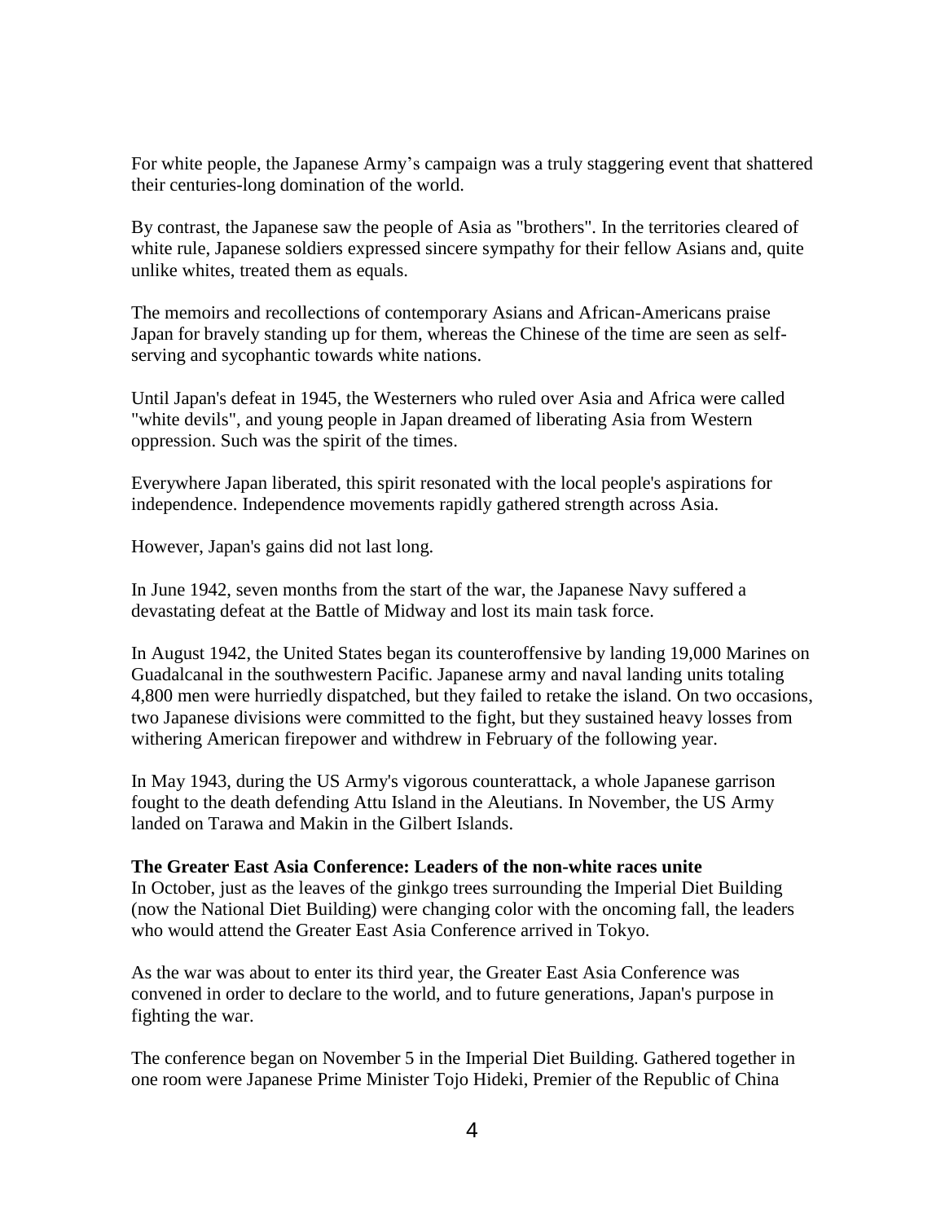For white people, the Japanese Army's campaign was a truly staggering event that shattered their centuries-long domination of the world.

By contrast, the Japanese saw the people of Asia as "brothers". In the territories cleared of white rule, Japanese soldiers expressed sincere sympathy for their fellow Asians and, quite unlike whites, treated them as equals.

The memoirs and recollections of contemporary Asians and African-Americans praise Japan for bravely standing up for them, whereas the Chinese of the time are seen as self-serving and sycophantic towards white nations.

Until Japan's defeat in 1945, the Westerners who ruled over Asia and Africa were called "white devils", and young people in Japan dreamed of liberating Asia from Western oppression. Such was the spirit of the times.

Everywhere Japan liberated, this spirit resonated with the local people's aspirations for independence. Independence movements rapidly gathered strength across Asia.

However, Japan's gains did not last long.

In June 1942, seven months from the start of the war, the Japanese Navy suffered a devastating defeat at the Battle of Midway and lost its main task force.

In August 1942, the United States began its counteroffensive by landing 19,000 Marines on Guadalcanal in the southwestern Pacific. Japanese army and naval landing units totaling 4,800 men were hurriedly dispatched, but they failed to retake the island. On two occasions, two Japanese divisions were committed to the fight, but they sustained heavy losses from withering American firepower and withdrew in February of the following year.

In May 1943, during the US Army's vigorous counterattack, a whole Japanese garrison fought to the death defending Attu Island in the Aleutians. In November, the US Army landed on Tarawa and Makin in the Gilbert Islands.

**The Greater East Asia Conference: Leaders of the non-white races unite**

In October, just as the leaves of the ginkgo trees surrounding the Imperial Diet Building (now the National Diet Building) were changing color with the oncoming fall, the leaders who would attend the Greater East Asia Conference arrived in Tokyo.

As the war was about to enter its third year, the Greater East Asia Conference was convened in order to declare to the world, and to future generations, Japan's purpose in fighting the war.

The conference began on November 5 in the Imperial Diet Building. Gathered together in one room were Japanese Prime Minister Tojo Hideki, Premier of the Republic of China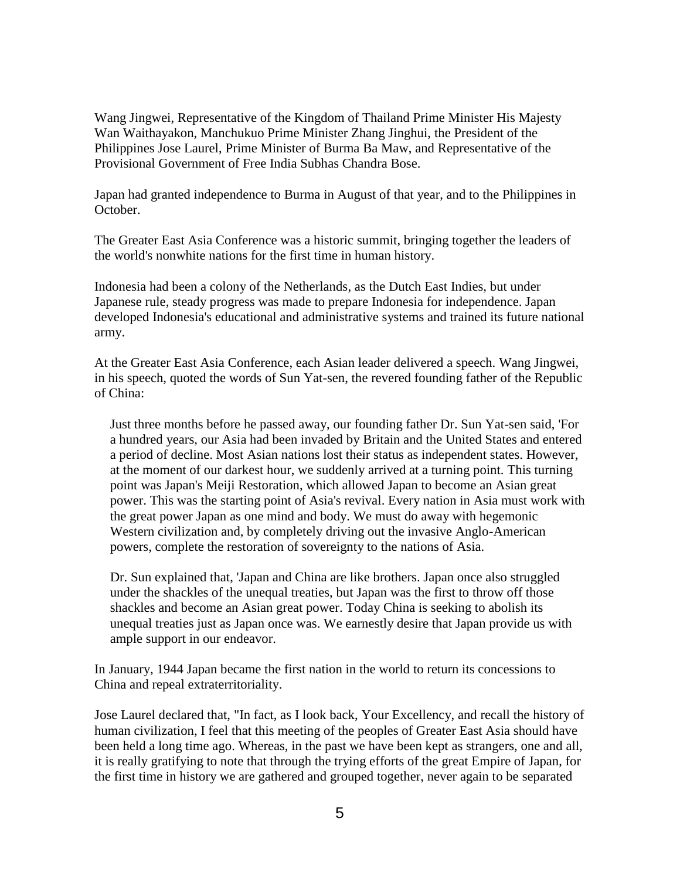Wang Jingwei, Representative of the Kingdom of Thailand Prime Minister His Majesty Wan Waithayakon, Manchukuo Prime Minister Zhang Jinghui, the President of the Philippines Jose Laurel, Prime Minister of Burma Ba Maw, and Representative of the Provisional Government of Free India Subhas Chandra Bose.

Japan had granted independence to Burma in August of that year, and to the Philippines in October.

The Greater East Asia Conference was a historic summit, bringing together the leaders of the world's nonwhite nations for the first time in human history.

Indonesia had been a colony of the Netherlands, as the Dutch East Indies, but under Japanese rule, steady progress was made to prepare Indonesia for independence. Japan developed Indonesia's educational and administrative systems and trained its future national army.

At the Greater East Asia Conference, each Asian leader delivered a speech. Wang Jingwei, in his speech, quoted the words of Sun Yat-sen, the revered founding father of the Republic of China:

> Just three months before he passed away, our founding father Dr. Sun Yat-sen said, 'For a hundred years, our Asia had been invaded by Britain and the United States and entered a period of decline. Most Asian nations lost their status as independent states. However, at the moment of our darkest hour, we suddenly arrived at a turning point. This turning point was Japan's Meiji Restoration, which allowed Japan to become an Asian great power. This was the starting point of Asia's revival. Every nation in Asia must work with the great power Japan as one mind and body. We must do away with hegemonic Western civilization and, by completely driving out the invasive Anglo-American powers, complete the restoration of sovereignty to the nations of Asia.
>
> Dr. Sun explained that, 'Japan and China are like brothers. Japan once also struggled under the shackles of the unequal treaties, but Japan was the first to throw off those shackles and become an Asian great power. Today China is seeking to abolish its unequal treaties just as Japan once was. We earnestly desire that Japan provide us with ample support in our endeavor.

In January, 1944 Japan became the first nation in the world to return its concessions to China and repeal extraterritoriality.

Jose Laurel declared that, "In fact, as I look back, Your Excellency, and recall the history of human civilization, I feel that this meeting of the peoples of Greater East Asia should have been held a long time ago. Whereas, in the past we have been kept as strangers, one and all, it is really gratifying to note that through the trying efforts of the great Empire of Japan, for the first time in history we are gathered and grouped together, never again to be separated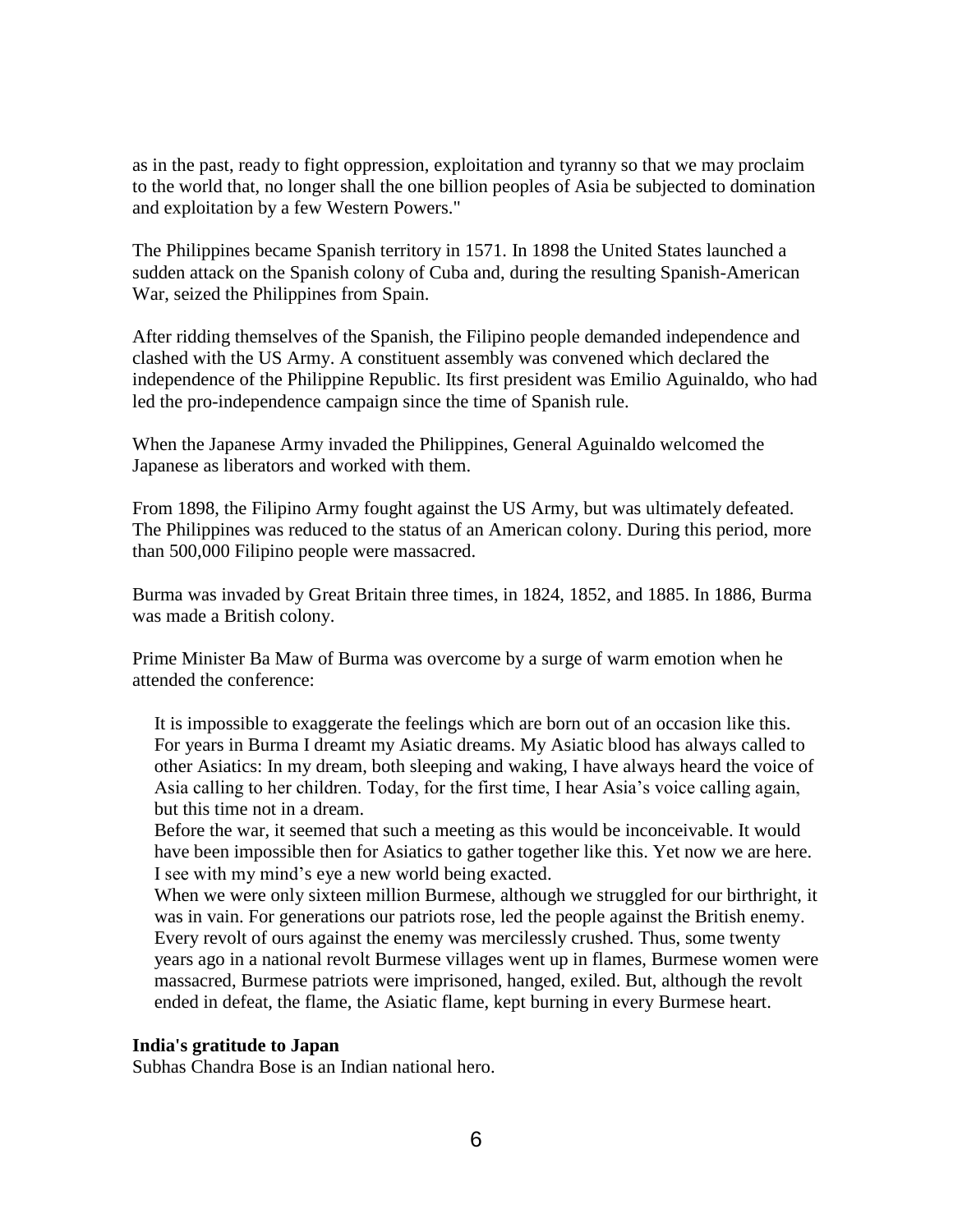as in the past, ready to fight oppression, exploitation and tyranny so that we may proclaim to the world that, no longer shall the one billion peoples of Asia be subjected to domination and exploitation by a few Western Powers."

The Philippines became Spanish territory in 1571. In 1898 the United States launched a sudden attack on the Spanish colony of Cuba and, during the resulting Spanish-American War, seized the Philippines from Spain.

After ridding themselves of the Spanish, the Filipino people demanded independence and clashed with the US Army. A constituent assembly was convened which declared the independence of the Philippine Republic. Its first president was Emilio Aguinaldo, who had led the pro-independence campaign since the time of Spanish rule.

When the Japanese Army invaded the Philippines, General Aguinaldo welcomed the Japanese as liberators and worked with them.

From 1898, the Filipino Army fought against the US Army, but was ultimately defeated. The Philippines was reduced to the status of an American colony. During this period, more than 500,000 Filipino people were massacred.

Burma was invaded by Great Britain three times, in 1824, 1852, and 1885. In 1886, Burma was made a British colony.

Prime Minister Ba Maw of Burma was overcome by a surge of warm emotion when he attended the conference:

> It is impossible to exaggerate the feelings which are born out of an occasion like this. For years in Burma I dreamt my Asiatic dreams. My Asiatic blood has always called to other Asiatics: In my dream, both sleeping and waking, I have always heard the voice of Asia calling to her children. Today, for the first time, I hear Asia's voice calling again, but this time not in a dream.
> Before the war, it seemed that such a meeting as this would be inconceivable. It would have been impossible then for Asiatics to gather together like this. Yet now we are here. I see with my mind's eye a new world being exacted.
> When we were only sixteen million Burmese, although we struggled for our birthright, it was in vain. For generations our patriots rose, led the people against the British enemy. Every revolt of ours against the enemy was mercilessly crushed. Thus, some twenty years ago in a national revolt Burmese villages went up in flames, Burmese women were massacred, Burmese patriots were imprisoned, hanged, exiled. But, although the revolt ended in defeat, the flame, the Asiatic flame, kept burning in every Burmese heart.

**India's gratitude to Japan**

Subhas Chandra Bose is an Indian national hero.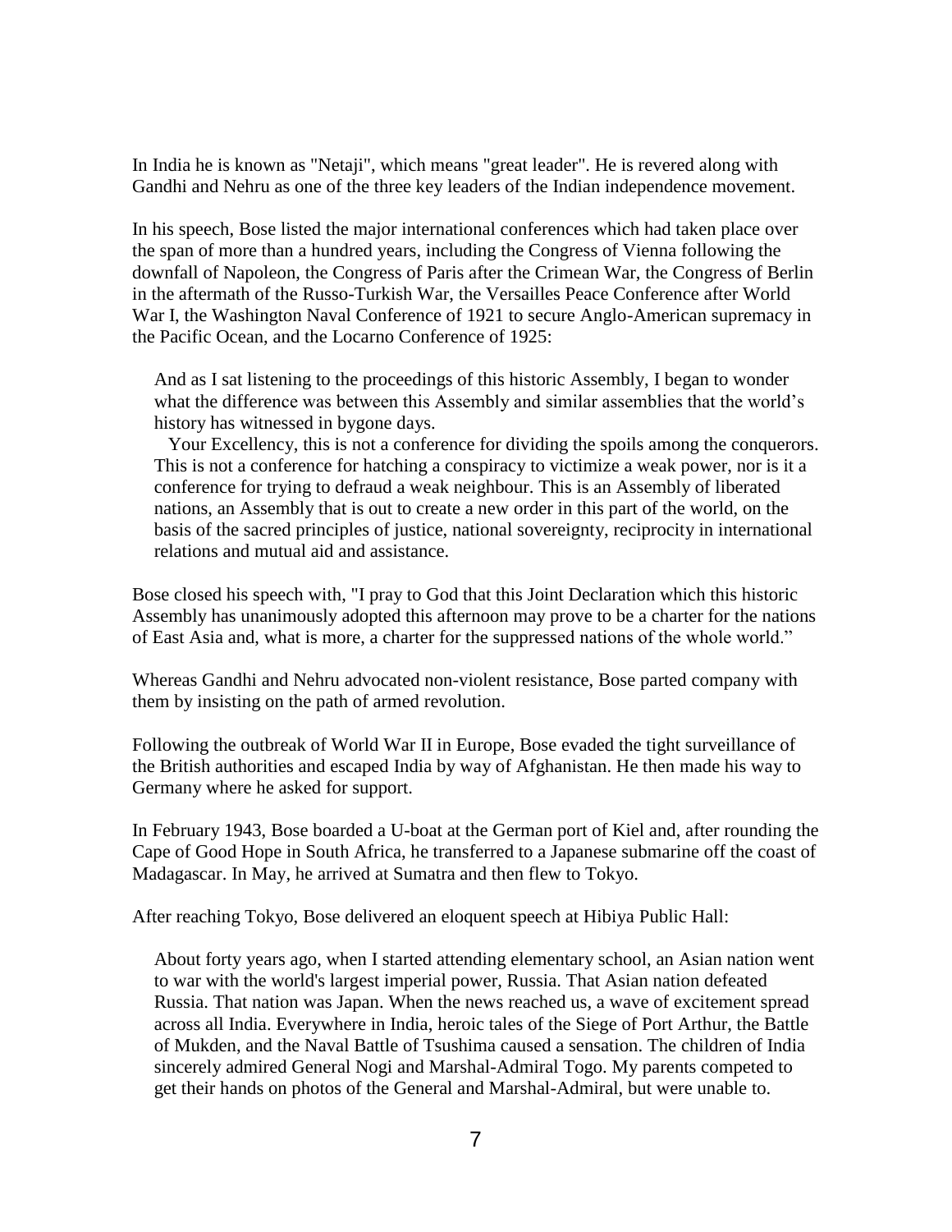In India he is known as "Netaji", which means "great leader". He is revered along with Gandhi and Nehru as one of the three key leaders of the Indian independence movement.

In his speech, Bose listed the major international conferences which had taken place over the span of more than a hundred years, including the Congress of Vienna following the downfall of Napoleon, the Congress of Paris after the Crimean War, the Congress of Berlin in the aftermath of the Russo-Turkish War, the Versailles Peace Conference after World War I, the Washington Naval Conference of 1921 to secure Anglo-American supremacy in the Pacific Ocean, and the Locarno Conference of 1925:

> And as I sat listening to the proceedings of this historic Assembly, I began to wonder what the difference was between this Assembly and similar assemblies that the world's history has witnessed in bygone days.
>
> Your Excellency, this is not a conference for dividing the spoils among the conquerors. This is not a conference for hatching a conspiracy to victimize a weak power, nor is it a conference for trying to defraud a weak neighbour. This is an Assembly of liberated nations, an Assembly that is out to create a new order in this part of the world, on the basis of the sacred principles of justice, national sovereignty, reciprocity in international relations and mutual aid and assistance.

Bose closed his speech with, "I pray to God that this Joint Declaration which this historic Assembly has unanimously adopted this afternoon may prove to be a charter for the nations of East Asia and, what is more, a charter for the suppressed nations of the whole world."

Whereas Gandhi and Nehru advocated non-violent resistance, Bose parted company with them by insisting on the path of armed revolution.

Following the outbreak of World War II in Europe, Bose evaded the tight surveillance of the British authorities and escaped India by way of Afghanistan. He then made his way to Germany where he asked for support.

In February 1943, Bose boarded a U-boat at the German port of Kiel and, after rounding the Cape of Good Hope in South Africa, he transferred to a Japanese submarine off the coast of Madagascar. In May, he arrived at Sumatra and then flew to Tokyo.

After reaching Tokyo, Bose delivered an eloquent speech at Hibiya Public Hall:

> About forty years ago, when I started attending elementary school, an Asian nation went to war with the world's largest imperial power, Russia. That Asian nation defeated Russia. That nation was Japan. When the news reached us, a wave of excitement spread across all India. Everywhere in India, heroic tales of the Siege of Port Arthur, the Battle of Mukden, and the Naval Battle of Tsushima caused a sensation. The children of India sincerely admired General Nogi and Marshal-Admiral Togo. My parents competed to get their hands on photos of the General and Marshal-Admiral, but were unable to.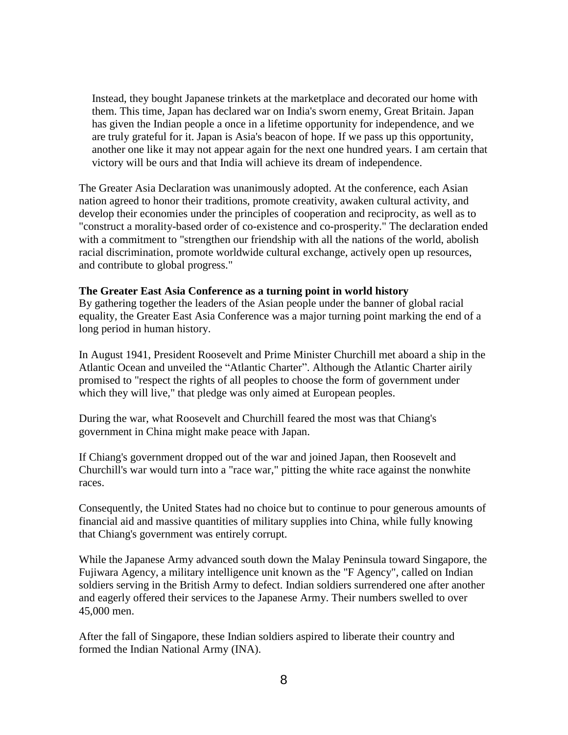> Instead, they bought Japanese trinkets at the marketplace and decorated our home with them. This time, Japan has declared war on India's sworn enemy, Great Britain. Japan has given the Indian people a once in a lifetime opportunity for independence, and we are truly grateful for it. Japan is Asia's beacon of hope. If we pass up this opportunity, another one like it may not appear again for the next one hundred years. I am certain that victory will be ours and that India will achieve its dream of independence.

The Greater Asia Declaration was unanimously adopted. At the conference, each Asian nation agreed to honor their traditions, promote creativity, awaken cultural activity, and develop their economies under the principles of cooperation and reciprocity, as well as to "construct a morality-based order of co-existence and co-prosperity." The declaration ended with a commitment to "strengthen our friendship with all the nations of the world, abolish racial discrimination, promote worldwide cultural exchange, actively open up resources, and contribute to global progress."

**The Greater East Asia Conference as a turning point in world history**

By gathering together the leaders of the Asian people under the banner of global racial equality, the Greater East Asia Conference was a major turning point marking the end of a long period in human history.

In August 1941, President Roosevelt and Prime Minister Churchill met aboard a ship in the Atlantic Ocean and unveiled the "Atlantic Charter". Although the Atlantic Charter airily promised to "respect the rights of all peoples to choose the form of government under which they will live," that pledge was only aimed at European peoples.

During the war, what Roosevelt and Churchill feared the most was that Chiang's government in China might make peace with Japan.

If Chiang's government dropped out of the war and joined Japan, then Roosevelt and Churchill's war would turn into a "race war," pitting the white race against the nonwhite races.

Consequently, the United States had no choice but to continue to pour generous amounts of financial aid and massive quantities of military supplies into China, while fully knowing that Chiang's government was entirely corrupt.

While the Japanese Army advanced south down the Malay Peninsula toward Singapore, the Fujiwara Agency, a military intelligence unit known as the "F Agency", called on Indian soldiers serving in the British Army to defect. Indian soldiers surrendered one after another and eagerly offered their services to the Japanese Army. Their numbers swelled to over 45,000 men.

After the fall of Singapore, these Indian soldiers aspired to liberate their country and formed the Indian National Army (INA).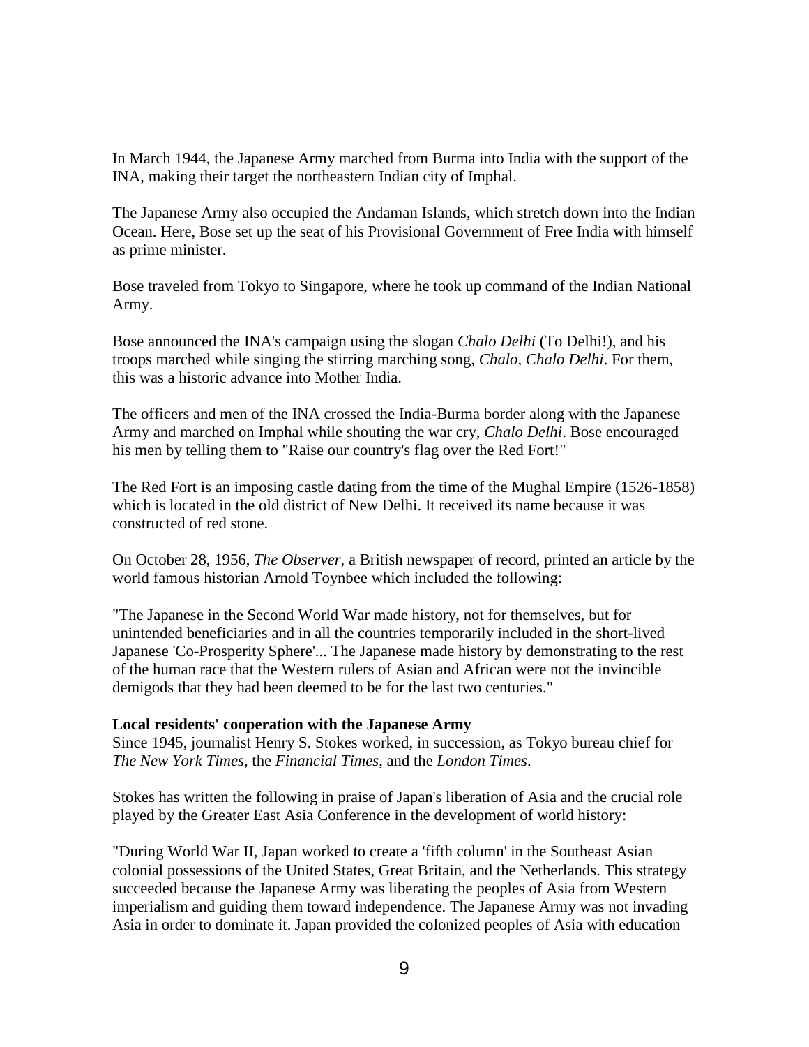In March 1944, the Japanese Army marched from Burma into India with the support of the INA, making their target the northeastern Indian city of Imphal.

The Japanese Army also occupied the Andaman Islands, which stretch down into the Indian Ocean. Here, Bose set up the seat of his Provisional Government of Free India with himself as prime minister.

Bose traveled from Tokyo to Singapore, where he took up command of the Indian National Army.

Bose announced the INA's campaign using the slogan *Chalo Delhi* (To Delhi!), and his troops marched while singing the stirring marching song, *Chalo, Chalo Delhi*. For them, this was a historic advance into Mother India.

The officers and men of the INA crossed the India-Burma border along with the Japanese Army and marched on Imphal while shouting the war cry, *Chalo Delhi*. Bose encouraged his men by telling them to "Raise our country's flag over the Red Fort!"

The Red Fort is an imposing castle dating from the time of the Mughal Empire (1526-1858) which is located in the old district of New Delhi. It received its name because it was constructed of red stone.

On October 28, 1956, *The Observer*, a British newspaper of record, printed an article by the world famous historian Arnold Toynbee which included the following:

"The Japanese in the Second World War made history, not for themselves, but for unintended beneficiaries and in all the countries temporarily included in the short-lived Japanese 'Co-Prosperity Sphere'... The Japanese made history by demonstrating to the rest of the human race that the Western rulers of Asian and African were not the invincible demigods that they had been deemed to be for the last two centuries."

**Local residents' cooperation with the Japanese Army**

Since 1945, journalist Henry S. Stokes worked, in succession, as Tokyo bureau chief for *The New York Times*, the *Financial Times*, and the *London Times*.

Stokes has written the following in praise of Japan's liberation of Asia and the crucial role played by the Greater East Asia Conference in the development of world history:

"During World War II, Japan worked to create a 'fifth column' in the Southeast Asian colonial possessions of the United States, Great Britain, and the Netherlands. This strategy succeeded because the Japanese Army was liberating the peoples of Asia from Western imperialism and guiding them toward independence. The Japanese Army was not invading Asia in order to dominate it. Japan provided the colonized peoples of Asia with education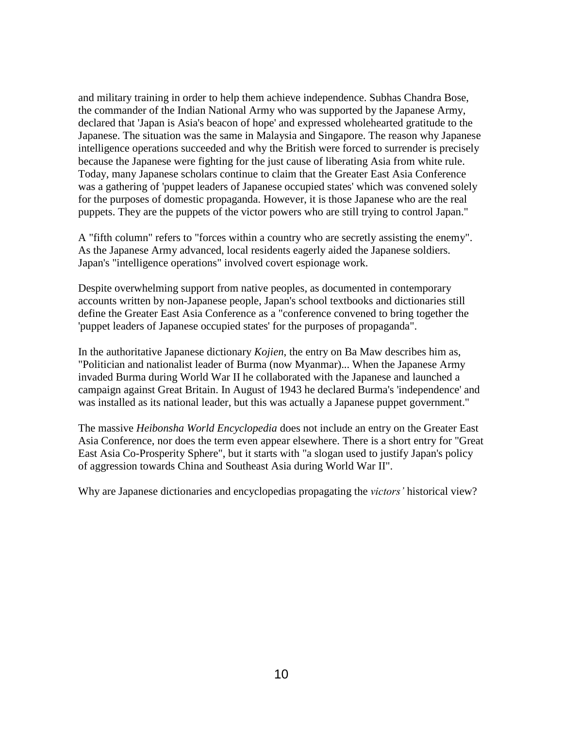and military training in order to help them achieve independence. Subhas Chandra Bose, the commander of the Indian National Army who was supported by the Japanese Army, declared that 'Japan is Asia's beacon of hope' and expressed wholehearted gratitude to the Japanese. The situation was the same in Malaysia and Singapore. The reason why Japanese intelligence operations succeeded and why the British were forced to surrender is precisely because the Japanese were fighting for the just cause of liberating Asia from white rule. Today, many Japanese scholars continue to claim that the Greater East Asia Conference was a gathering of 'puppet leaders of Japanese occupied states' which was convened solely for the purposes of domestic propaganda. However, it is those Japanese who are the real puppets. They are the puppets of the victor powers who are still trying to control Japan."

A "fifth column" refers to "forces within a country who are secretly assisting the enemy". As the Japanese Army advanced, local residents eagerly aided the Japanese soldiers. Japan's "intelligence operations" involved covert espionage work.

Despite overwhelming support from native peoples, as documented in contemporary accounts written by non-Japanese people, Japan's school textbooks and dictionaries still define the Greater East Asia Conference as a "conference convened to bring together the 'puppet leaders of Japanese occupied states' for the purposes of propaganda".

In the authoritative Japanese dictionary *Kojien*, the entry on Ba Maw describes him as, "Politician and nationalist leader of Burma (now Myanmar)... When the Japanese Army invaded Burma during World War II he collaborated with the Japanese and launched a campaign against Great Britain. In August of 1943 he declared Burma's 'independence' and was installed as its national leader, but this was actually a Japanese puppet government."

The massive *Heibonsha World Encyclopedia* does not include an entry on the Greater East Asia Conference, nor does the term even appear elsewhere. There is a short entry for "Great East Asia Co-Prosperity Sphere", but it starts with "a slogan used to justify Japan's policy of aggression towards China and Southeast Asia during World War II".

Why are Japanese dictionaries and encyclopedias propagating the *victors'* historical view?